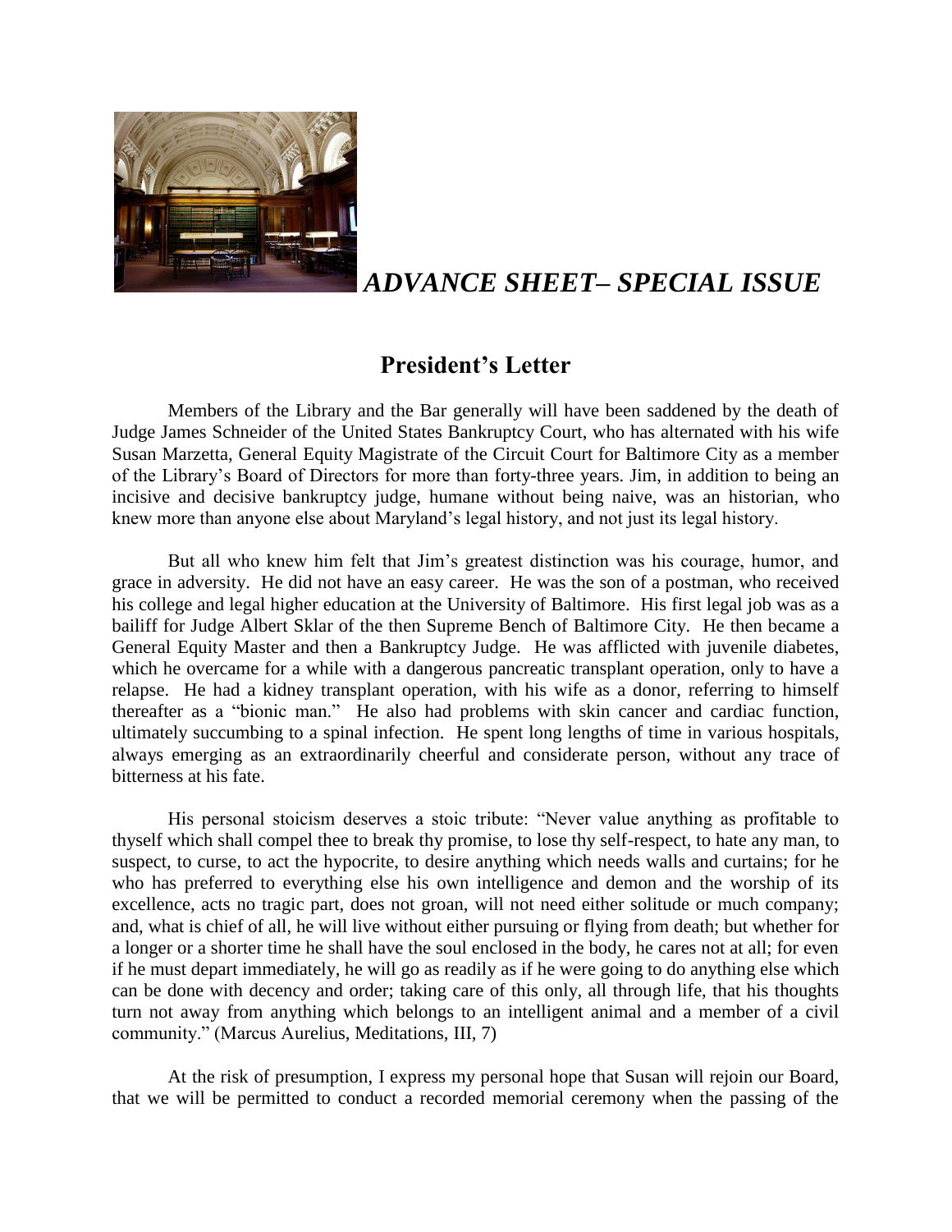*ADVANCE SHEET– SPECIAL ISSUE*

## President's Letter

Members of the Library and the Bar generally will have been saddened by the death of Judge James Schneider of the United States Bankruptcy Court, who has alternated with his wife Susan Marzetta, General Equity Magistrate of the Circuit Court for Baltimore City as a member of the Library's Board of Directors for more than forty-three years. Jim, in addition to being an incisive and decisive bankruptcy judge, humane without being naive, was an historian, who knew more than anyone else about Maryland's legal history, and not just its legal history.

But all who knew him felt that Jim's greatest distinction was his courage, humor, and grace in adversity. He did not have an easy career. He was the son of a postman, who received his college and legal higher education at the University of Baltimore. His first legal job was as a bailiff for Judge Albert Sklar of the then Supreme Bench of Baltimore City. He then became a General Equity Master and then a Bankruptcy Judge. He was afflicted with juvenile diabetes, which he overcame for a while with a dangerous pancreatic transplant operation, only to have a relapse. He had a kidney transplant operation, with his wife as a donor, referring to himself thereafter as a "bionic man." He also had problems with skin cancer and cardiac function, ultimately succumbing to a spinal infection. He spent long lengths of time in various hospitals, always emerging as an extraordinarily cheerful and considerate person, without any trace of bitterness at his fate.

His personal stoicism deserves a stoic tribute: "Never value anything as profitable to thyself which shall compel thee to break thy promise, to lose thy self-respect, to hate any man, to suspect, to curse, to act the hypocrite, to desire anything which needs walls and curtains; for he who has preferred to everything else his own intelligence and demon and the worship of its excellence, acts no tragic part, does not groan, will not need either solitude or much company; and, what is chief of all, he will live without either pursuing or flying from death; but whether for a longer or a shorter time he shall have the soul enclosed in the body, he cares not at all; for even if he must depart immediately, he will go as readily as if he were going to do anything else which can be done with decency and order; taking care of this only, all through life, that his thoughts turn not away from anything which belongs to an intelligent animal and a member of a civil community." (Marcus Aurelius, Meditations, III, 7)

At the risk of presumption, I express my personal hope that Susan will rejoin our Board, that we will be permitted to conduct a recorded memorial ceremony when the passing of the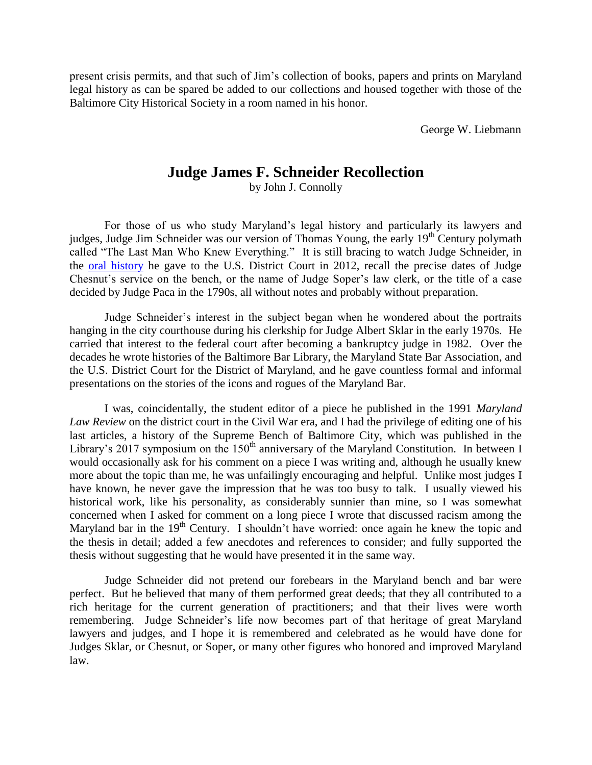present crisis permits, and that such of Jim's collection of books, papers and prints on Maryland legal history as can be spared be added to our collections and housed together with those of the Baltimore City Historical Society in a room named in his honor.

George W. Liebmann

# Judge James F. Schneider Recollection

by John J. Connolly

For those of us who study Maryland's legal history and particularly its lawyers and judges, Judge Jim Schneider was our version of Thomas Young, the early 19th Century polymath called "The Last Man Who Knew Everything." It is still bracing to watch Judge Schneider, in the oral history he gave to the U.S. District Court in 2012, recall the precise dates of Judge Chesnut's service on the bench, or the name of Judge Soper's law clerk, or the title of a case decided by Judge Paca in the 1790s, all without notes and probably without preparation.

Judge Schneider's interest in the subject began when he wondered about the portraits hanging in the city courthouse during his clerkship for Judge Albert Sklar in the early 1970s. He carried that interest to the federal court after becoming a bankruptcy judge in 1982. Over the decades he wrote histories of the Baltimore Bar Library, the Maryland State Bar Association, and the U.S. District Court for the District of Maryland, and he gave countless formal and informal presentations on the stories of the icons and rogues of the Maryland Bar.

I was, coincidentally, the student editor of a piece he published in the 1991 *Maryland Law Review* on the district court in the Civil War era, and I had the privilege of editing one of his last articles, a history of the Supreme Bench of Baltimore City, which was published in the Library's 2017 symposium on the 150th anniversary of the Maryland Constitution. In between I would occasionally ask for his comment on a piece I was writing and, although he usually knew more about the topic than me, he was unfailingly encouraging and helpful. Unlike most judges I have known, he never gave the impression that he was too busy to talk. I usually viewed his historical work, like his personality, as considerably sunnier than mine, so I was somewhat concerned when I asked for comment on a long piece I wrote that discussed racism among the Maryland bar in the 19th Century. I shouldn't have worried: once again he knew the topic and the thesis in detail; added a few anecdotes and references to consider; and fully supported the thesis without suggesting that he would have presented it in the same way.

Judge Schneider did not pretend our forebears in the Maryland bench and bar were perfect. But he believed that many of them performed great deeds; that they all contributed to a rich heritage for the current generation of practitioners; and that their lives were worth remembering. Judge Schneider's life now becomes part of that heritage of great Maryland lawyers and judges, and I hope it is remembered and celebrated as he would have done for Judges Sklar, or Chesnut, or Soper, or many other figures who honored and improved Maryland law.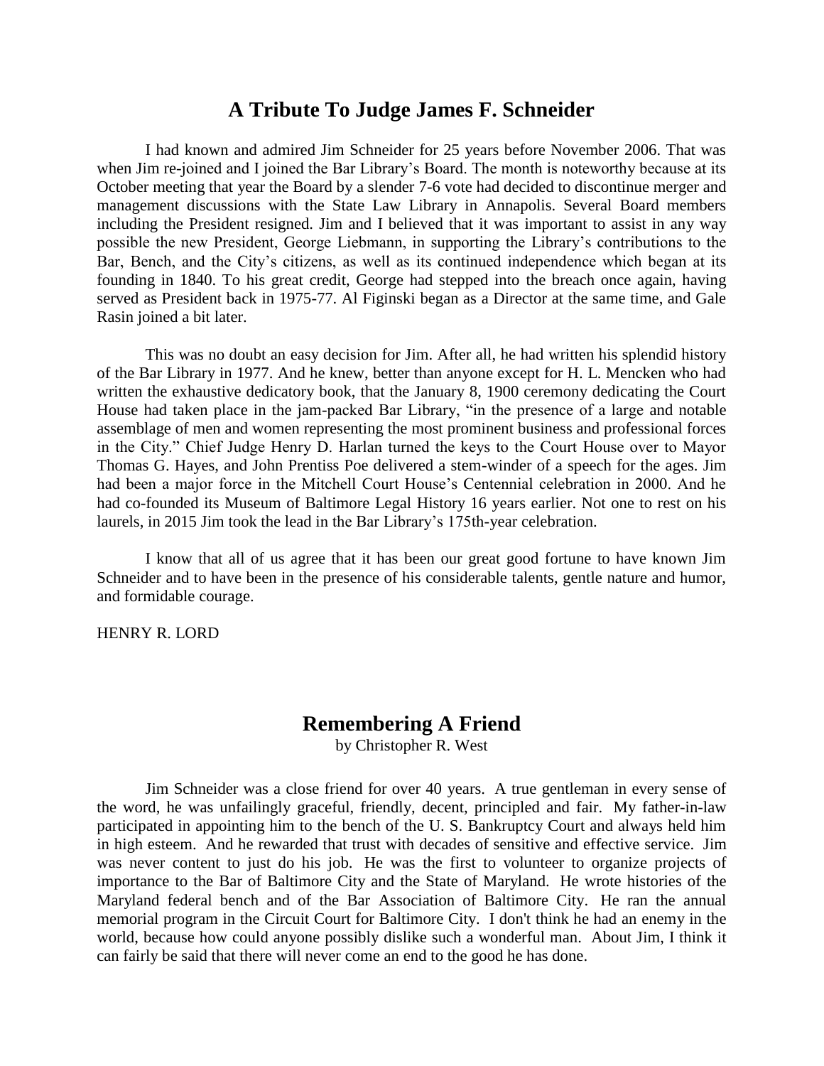## A Tribute To Judge James F. Schneider

I had known and admired Jim Schneider for 25 years before November 2006. That was when Jim re-joined and I joined the Bar Library's Board. The month is noteworthy because at its October meeting that year the Board by a slender 7-6 vote had decided to discontinue merger and management discussions with the State Law Library in Annapolis. Several Board members including the President resigned. Jim and I believed that it was important to assist in any way possible the new President, George Liebmann, in supporting the Library's contributions to the Bar, Bench, and the City's citizens, as well as its continued independence which began at its founding in 1840. To his great credit, George had stepped into the breach once again, having served as President back in 1975-77. Al Figinski began as a Director at the same time, and Gale Rasin joined a bit later.

This was no doubt an easy decision for Jim. After all, he had written his splendid history of the Bar Library in 1977. And he knew, better than anyone except for H. L. Mencken who had written the exhaustive dedicatory book, that the January 8, 1900 ceremony dedicating the Court House had taken place in the jam-packed Bar Library, "in the presence of a large and notable assemblage of men and women representing the most prominent business and professional forces in the City." Chief Judge Henry D. Harlan turned the keys to the Court House over to Mayor Thomas G. Hayes, and John Prentiss Poe delivered a stem-winder of a speech for the ages. Jim had been a major force in the Mitchell Court House's Centennial celebration in 2000. And he had co-founded its Museum of Baltimore Legal History 16 years earlier. Not one to rest on his laurels, in 2015 Jim took the lead in the Bar Library's 175th-year celebration.

I know that all of us agree that it has been our great good fortune to have known Jim Schneider and to have been in the presence of his considerable talents, gentle nature and humor, and formidable courage.

HENRY R. LORD

## Remembering A Friend

by Christopher R. West

Jim Schneider was a close friend for over 40 years. A true gentleman in every sense of the word, he was unfailingly graceful, friendly, decent, principled and fair. My father-in-law participated in appointing him to the bench of the U. S. Bankruptcy Court and always held him in high esteem. And he rewarded that trust with decades of sensitive and effective service. Jim was never content to just do his job. He was the first to volunteer to organize projects of importance to the Bar of Baltimore City and the State of Maryland. He wrote histories of the Maryland federal bench and of the Bar Association of Baltimore City. He ran the annual memorial program in the Circuit Court for Baltimore City. I don't think he had an enemy in the world, because how could anyone possibly dislike such a wonderful man. About Jim, I think it can fairly be said that there will never come an end to the good he has done.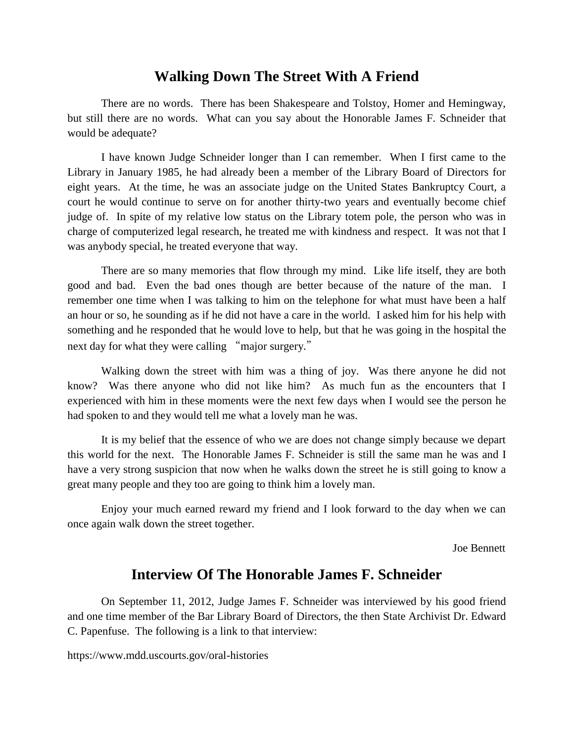## Walking Down The Street With A Friend

There are no words. There has been Shakespeare and Tolstoy, Homer and Hemingway, but still there are no words. What can you say about the Honorable James F. Schneider that would be adequate?

I have known Judge Schneider longer than I can remember. When I first came to the Library in January 1985, he had already been a member of the Library Board of Directors for eight years. At the time, he was an associate judge on the United States Bankruptcy Court, a court he would continue to serve on for another thirty-two years and eventually become chief judge of. In spite of my relative low status on the Library totem pole, the person who was in charge of computerized legal research, he treated me with kindness and respect. It was not that I was anybody special, he treated everyone that way.

There are so many memories that flow through my mind. Like life itself, they are both good and bad. Even the bad ones though are better because of the nature of the man. I remember one time when I was talking to him on the telephone for what must have been a half an hour or so, he sounding as if he did not have a care in the world. I asked him for his help with something and he responded that he would love to help, but that he was going in the hospital the next day for what they were calling "major surgery."

Walking down the street with him was a thing of joy. Was there anyone he did not know? Was there anyone who did not like him? As much fun as the encounters that I experienced with him in these moments were the next few days when I would see the person he had spoken to and they would tell me what a lovely man he was.

It is my belief that the essence of who we are does not change simply because we depart this world for the next. The Honorable James F. Schneider is still the same man he was and I have a very strong suspicion that now when he walks down the street he is still going to know a great many people and they too are going to think him a lovely man.

Enjoy your much earned reward my friend and I look forward to the day when we can once again walk down the street together.

Joe Bennett

## Interview Of The Honorable James F. Schneider

On September 11, 2012, Judge James F. Schneider was interviewed by his good friend and one time member of the Bar Library Board of Directors, the then State Archivist Dr. Edward C. Papenfuse. The following is a link to that interview:

https://www.mdd.uscourts.gov/oral-histories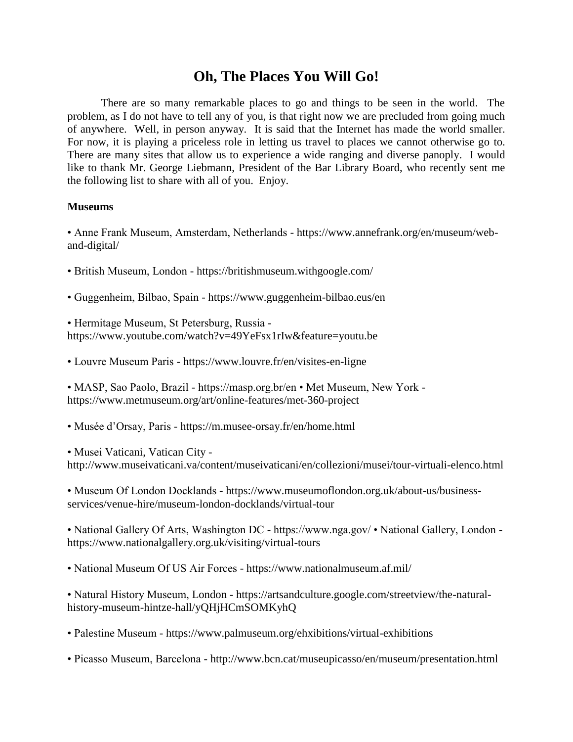# Oh, The Places You Will Go!

There are so many remarkable places to go and things to be seen in the world. The problem, as I do not have to tell any of you, is that right now we are precluded from going much of anywhere. Well, in person anyway. It is said that the Internet has made the world smaller. For now, it is playing a priceless role in letting us travel to places we cannot otherwise go to. There are many sites that allow us to experience a wide ranging and diverse panoply. I would like to thank Mr. George Liebmann, President of the Bar Library Board, who recently sent me the following list to share with all of you. Enjoy.

**Museums**

• Anne Frank Museum, Amsterdam, Netherlands - https://www.annefrank.org/en/museum/web-and-digital/

• British Museum, London - https://britishmuseum.withgoogle.com/

• Guggenheim, Bilbao, Spain - https://www.guggenheim-bilbao.eus/en

• Hermitage Museum, St Petersburg, Russia - https://www.youtube.com/watch?v=49YeFsx1rIw&feature=youtu.be

• Louvre Museum Paris - https://www.louvre.fr/en/visites-en-ligne

• MASP, Sao Paolo, Brazil - https://masp.org.br/en • Met Museum, New York - https://www.metmuseum.org/art/online-features/met-360-project

• Musée d'Orsay, Paris - https://m.musee-orsay.fr/en/home.html

• Musei Vaticani, Vatican City - http://www.museivaticani.va/content/museivaticani/en/collezioni/musei/tour-virtuali-elenco.html

• Museum Of London Docklands - https://www.museumoflondon.org.uk/about-us/business-services/venue-hire/museum-london-docklands/virtual-tour

• National Gallery Of Arts, Washington DC - https://www.nga.gov/ • National Gallery, London - https://www.nationalgallery.org.uk/visiting/virtual-tours

• National Museum Of US Air Forces - https://www.nationalmuseum.af.mil/

• Natural History Museum, London - https://artsandculture.google.com/streetview/the-natural-history-museum-hintze-hall/yQHjHCmSOMKyhQ

• Palestine Museum - https://www.palmuseum.org/ehxibitions/virtual-exhibitions

• Picasso Museum, Barcelona - http://www.bcn.cat/museupicasso/en/museum/presentation.html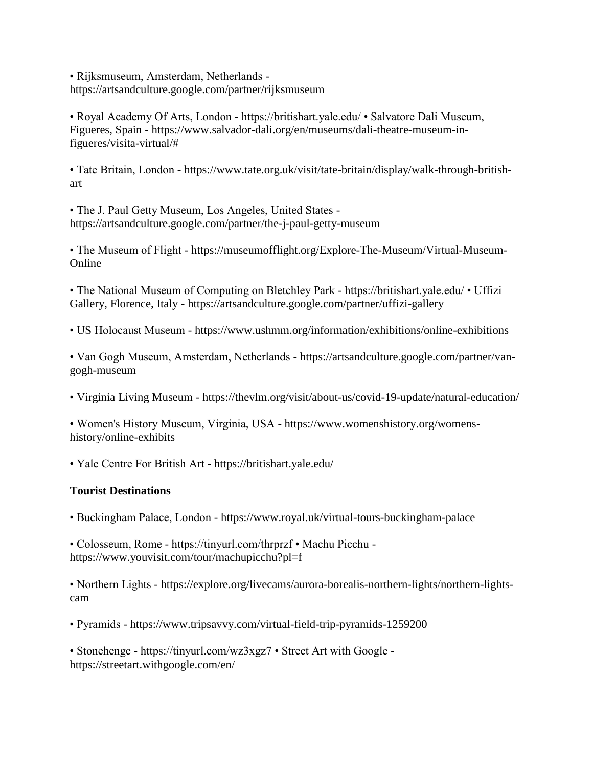- Rijksmuseum, Amsterdam, Netherlands - https://artsandculture.google.com/partner/rijksmuseum

- Royal Academy Of Arts, London - https://britishart.yale.edu/ • Salvatore Dali Museum, Figueres, Spain - https://www.salvador-dali.org/en/museums/dali-theatre-museum-in-figueres/visita-virtual/#

- Tate Britain, London - https://www.tate.org.uk/visit/tate-britain/display/walk-through-british-art

- The J. Paul Getty Museum, Los Angeles, United States - https://artsandculture.google.com/partner/the-j-paul-getty-museum

- The Museum of Flight - https://museumofflight.org/Explore-The-Museum/Virtual-Museum-Online

- The National Museum of Computing on Bletchley Park - https://britishart.yale.edu/ • Uffizi Gallery, Florence, Italy - https://artsandculture.google.com/partner/uffizi-gallery

- US Holocaust Museum - https://www.ushmm.org/information/exhibitions/online-exhibitions

- Van Gogh Museum, Amsterdam, Netherlands - https://artsandculture.google.com/partner/van-gogh-museum

- Virginia Living Museum - https://thevlm.org/visit/about-us/covid-19-update/natural-education/

- Women's History Museum, Virginia, USA - https://www.womenshistory.org/womens-history/online-exhibits

- Yale Centre For British Art - https://britishart.yale.edu/

**Tourist Destinations**

- Buckingham Palace, London - https://www.royal.uk/virtual-tours-buckingham-palace

- Colosseum, Rome - https://tinyurl.com/thrprzf • Machu Picchu - https://www.youvisit.com/tour/machupicchu?pl=f

- Northern Lights - https://explore.org/livecams/aurora-borealis-northern-lights/northern-lights-cam

- Pyramids - https://www.tripsavvy.com/virtual-field-trip-pyramids-1259200

- Stonehenge - https://tinyurl.com/wz3xgz7 • Street Art with Google - https://streetart.withgoogle.com/en/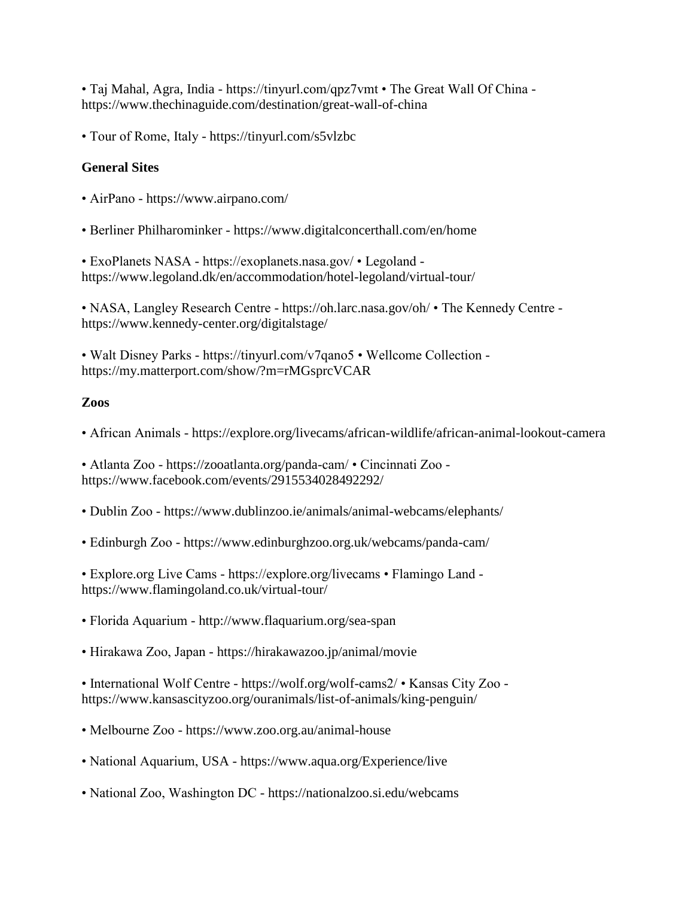• Taj Mahal, Agra, India - https://tinyurl.com/qpz7vmt • The Great Wall Of China - https://www.thechinaguide.com/destination/great-wall-of-china

• Tour of Rome, Italy - https://tinyurl.com/s5vlzbc

**General Sites**

• AirPano - https://www.airpano.com/

• Berliner Philharominker - https://www.digitalconcerthall.com/en/home

• ExoPlanets NASA - https://exoplanets.nasa.gov/ • Legoland - https://www.legoland.dk/en/accommodation/hotel-legoland/virtual-tour/

• NASA, Langley Research Centre - https://oh.larc.nasa.gov/oh/ • The Kennedy Centre - https://www.kennedy-center.org/digitalstage/

• Walt Disney Parks - https://tinyurl.com/v7qano5 • Wellcome Collection - https://my.matterport.com/show/?m=rMGsprcVCAR

**Zoos**

• African Animals - https://explore.org/livecams/african-wildlife/african-animal-lookout-camera

• Atlanta Zoo - https://zooatlanta.org/panda-cam/ • Cincinnati Zoo - https://www.facebook.com/events/2915534028492292/

• Dublin Zoo - https://www.dublinzoo.ie/animals/animal-webcams/elephants/

• Edinburgh Zoo - https://www.edinburghzoo.org.uk/webcams/panda-cam/

• Explore.org Live Cams - https://explore.org/livecams • Flamingo Land - https://www.flamingoland.co.uk/virtual-tour/

• Florida Aquarium - http://www.flaquarium.org/sea-span

• Hirakawa Zoo, Japan - https://hirakawazoo.jp/animal/movie

• International Wolf Centre - https://wolf.org/wolf-cams2/ • Kansas City Zoo - https://www.kansascityzoo.org/ouranimals/list-of-animals/king-penguin/

• Melbourne Zoo - https://www.zoo.org.au/animal-house

• National Aquarium, USA - https://www.aqua.org/Experience/live

• National Zoo, Washington DC - https://nationalzoo.si.edu/webcams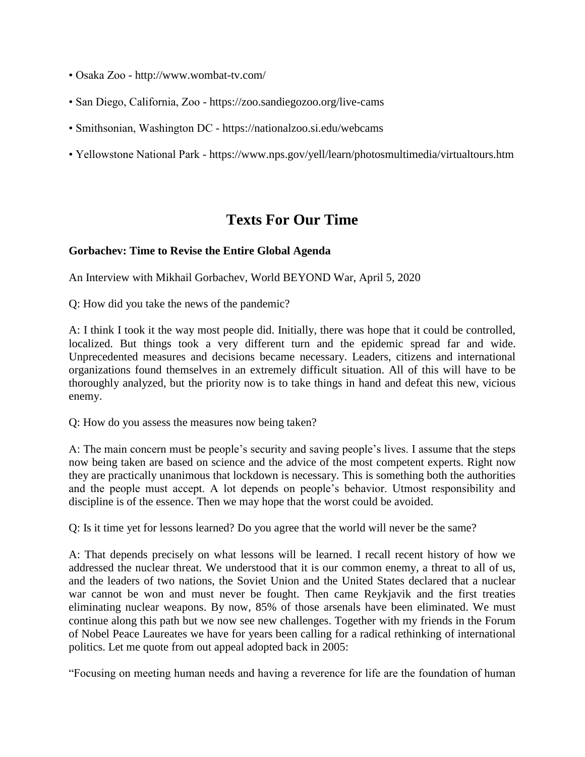- Osaka Zoo - http://www.wombat-tv.com/
- San Diego, California, Zoo - https://zoo.sandiegozoo.org/live-cams
- Smithsonian, Washington DC - https://nationalzoo.si.edu/webcams
- Yellowstone National Park - https://www.nps.gov/yell/learn/photosmultimedia/virtualtours.htm

## Texts For Our Time

**Gorbachev: Time to Revise the Entire Global Agenda**

An Interview with Mikhail Gorbachev, World BEYOND War, April 5, 2020

Q: How did you take the news of the pandemic?

A: I think I took it the way most people did. Initially, there was hope that it could be controlled, localized. But things took a very different turn and the epidemic spread far and wide. Unprecedented measures and decisions became necessary. Leaders, citizens and international organizations found themselves in an extremely difficult situation. All of this will have to be thoroughly analyzed, but the priority now is to take things in hand and defeat this new, vicious enemy.

Q: How do you assess the measures now being taken?

A: The main concern must be people's security and saving people's lives. I assume that the steps now being taken are based on science and the advice of the most competent experts. Right now they are practically unanimous that lockdown is necessary. This is something both the authorities and the people must accept. A lot depends on people's behavior. Utmost responsibility and discipline is of the essence. Then we may hope that the worst could be avoided.

Q: Is it time yet for lessons learned? Do you agree that the world will never be the same?

A: That depends precisely on what lessons will be learned. I recall recent history of how we addressed the nuclear threat. We understood that it is our common enemy, a threat to all of us, and the leaders of two nations, the Soviet Union and the United States declared that a nuclear war cannot be won and must never be fought. Then came Reykjavik and the first treaties eliminating nuclear weapons. By now, 85% of those arsenals have been eliminated. We must continue along this path but we now see new challenges. Together with my friends in the Forum of Nobel Peace Laureates we have for years been calling for a radical rethinking of international politics. Let me quote from out appeal adopted back in 2005:

"Focusing on meeting human needs and having a reverence for life are the foundation of human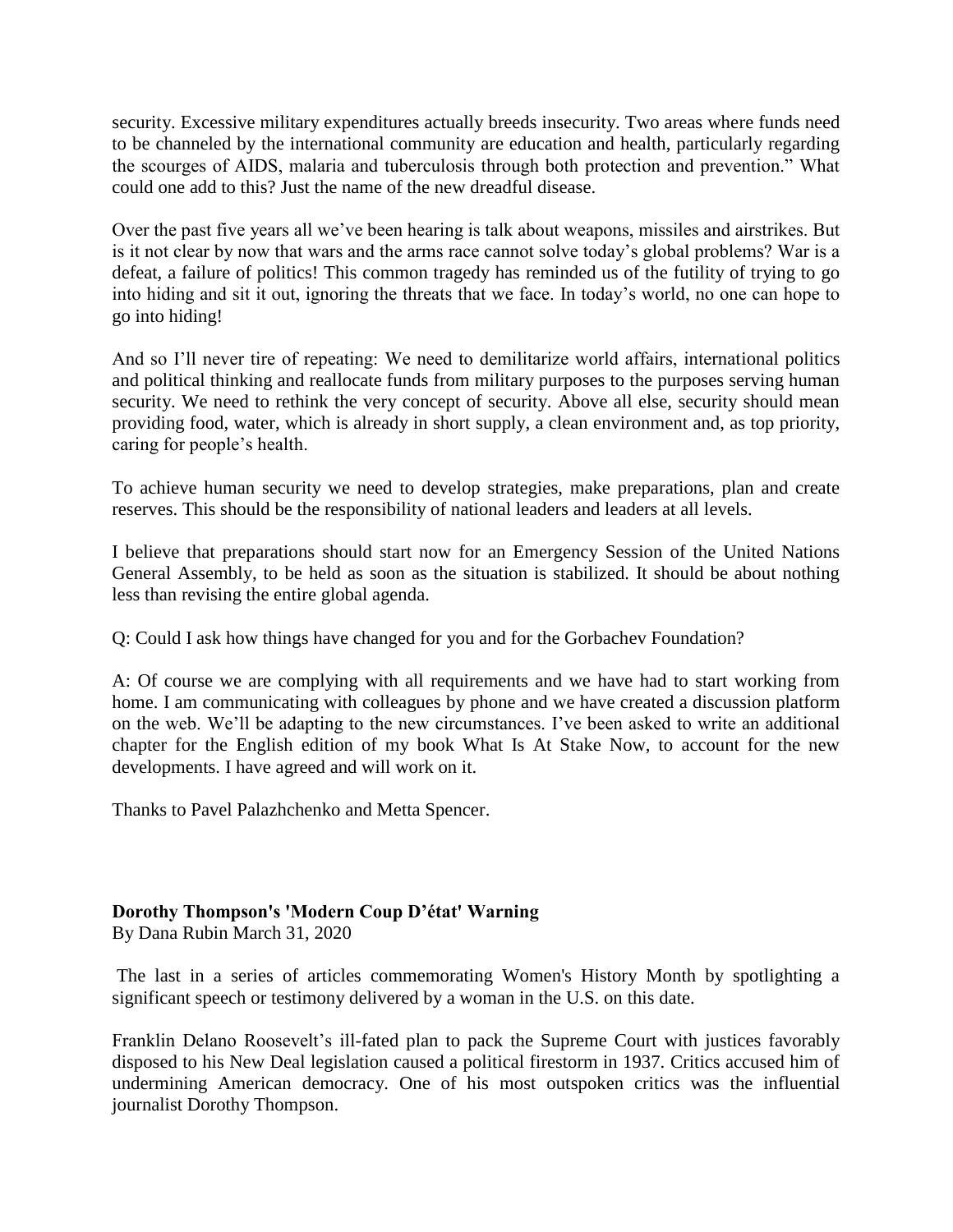security. Excessive military expenditures actually breeds insecurity. Two areas where funds need to be channeled by the international community are education and health, particularly regarding the scourges of AIDS, malaria and tuberculosis through both protection and prevention." What could one add to this? Just the name of the new dreadful disease.

Over the past five years all we've been hearing is talk about weapons, missiles and airstrikes. But is it not clear by now that wars and the arms race cannot solve today's global problems? War is a defeat, a failure of politics! This common tragedy has reminded us of the futility of trying to go into hiding and sit it out, ignoring the threats that we face. In today's world, no one can hope to go into hiding!

And so I'll never tire of repeating: We need to demilitarize world affairs, international politics and political thinking and reallocate funds from military purposes to the purposes serving human security. We need to rethink the very concept of security. Above all else, security should mean providing food, water, which is already in short supply, a clean environment and, as top priority, caring for people's health.

To achieve human security we need to develop strategies, make preparations, plan and create reserves. This should be the responsibility of national leaders and leaders at all levels.

I believe that preparations should start now for an Emergency Session of the United Nations General Assembly, to be held as soon as the situation is stabilized. It should be about nothing less than revising the entire global agenda.

Q: Could I ask how things have changed for you and for the Gorbachev Foundation?

A: Of course we are complying with all requirements and we have had to start working from home. I am communicating with colleagues by phone and we have created a discussion platform on the web. We'll be adapting to the new circumstances. I've been asked to write an additional chapter for the English edition of my book What Is At Stake Now, to account for the new developments. I have agreed and will work on it.

Thanks to Pavel Palazhchenko and Metta Spencer.

**Dorothy Thompson's 'Modern Coup D'état' Warning**

By Dana Rubin March 31, 2020

The last in a series of articles commemorating Women's History Month by spotlighting a significant speech or testimony delivered by a woman in the U.S. on this date.

Franklin Delano Roosevelt's ill-fated plan to pack the Supreme Court with justices favorably disposed to his New Deal legislation caused a political firestorm in 1937. Critics accused him of undermining American democracy. One of his most outspoken critics was the influential journalist Dorothy Thompson.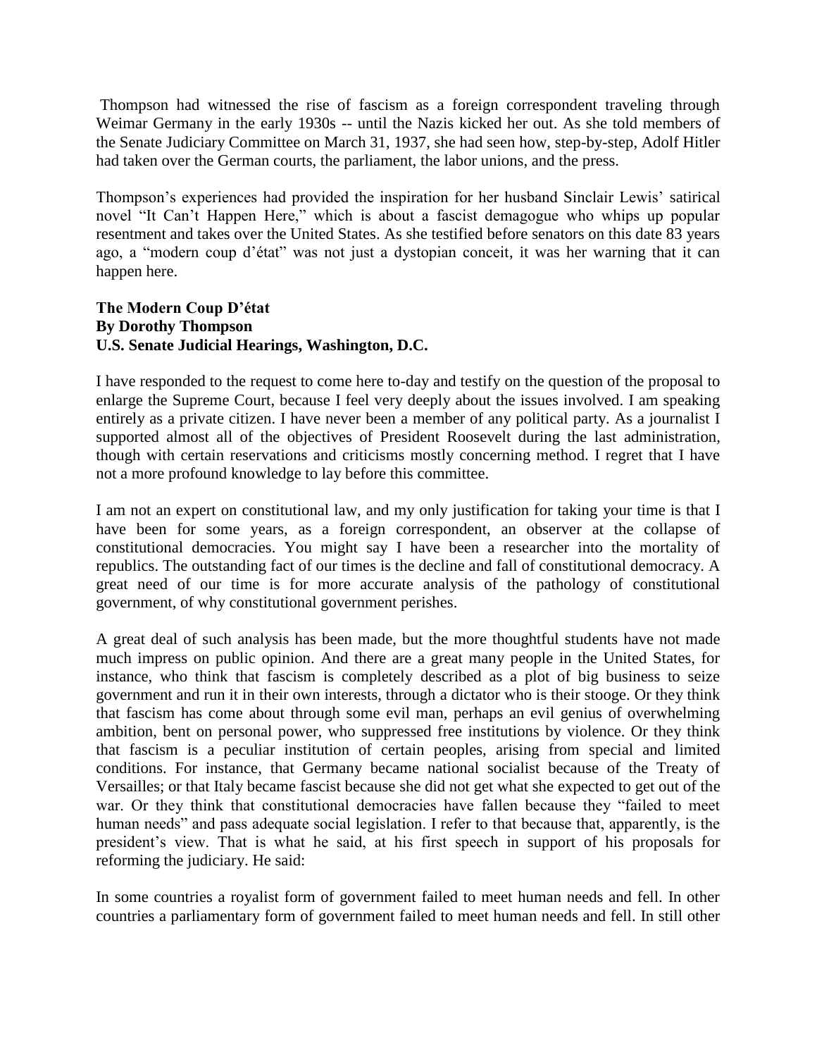Thompson had witnessed the rise of fascism as a foreign correspondent traveling through Weimar Germany in the early 1930s -- until the Nazis kicked her out. As she told members of the Senate Judiciary Committee on March 31, 1937, she had seen how, step-by-step, Adolf Hitler had taken over the German courts, the parliament, the labor unions, and the press.

Thompson's experiences had provided the inspiration for her husband Sinclair Lewis' satirical novel "It Can't Happen Here," which is about a fascist demagogue who whips up popular resentment and takes over the United States. As she testified before senators on this date 83 years ago, a "modern coup d'état" was not just a dystopian conceit, it was her warning that it can happen here.

**The Modern Coup D'état**
**By Dorothy Thompson**
**U.S. Senate Judicial Hearings, Washington, D.C.**

I have responded to the request to come here to-day and testify on the question of the proposal to enlarge the Supreme Court, because I feel very deeply about the issues involved. I am speaking entirely as a private citizen. I have never been a member of any political party. As a journalist I supported almost all of the objectives of President Roosevelt during the last administration, though with certain reservations and criticisms mostly concerning method. I regret that I have not a more profound knowledge to lay before this committee.

I am not an expert on constitutional law, and my only justification for taking your time is that I have been for some years, as a foreign correspondent, an observer at the collapse of constitutional democracies. You might say I have been a researcher into the mortality of republics. The outstanding fact of our times is the decline and fall of constitutional democracy. A great need of our time is for more accurate analysis of the pathology of constitutional government, of why constitutional government perishes.

A great deal of such analysis has been made, but the more thoughtful students have not made much impress on public opinion. And there are a great many people in the United States, for instance, who think that fascism is completely described as a plot of big business to seize government and run it in their own interests, through a dictator who is their stooge. Or they think that fascism has come about through some evil man, perhaps an evil genius of overwhelming ambition, bent on personal power, who suppressed free institutions by violence. Or they think that fascism is a peculiar institution of certain peoples, arising from special and limited conditions. For instance, that Germany became national socialist because of the Treaty of Versailles; or that Italy became fascist because she did not get what she expected to get out of the war. Or they think that constitutional democracies have fallen because they "failed to meet human needs" and pass adequate social legislation. I refer to that because that, apparently, is the president's view. That is what he said, at his first speech in support of his proposals for reforming the judiciary. He said:

In some countries a royalist form of government failed to meet human needs and fell. In other countries a parliamentary form of government failed to meet human needs and fell. In still other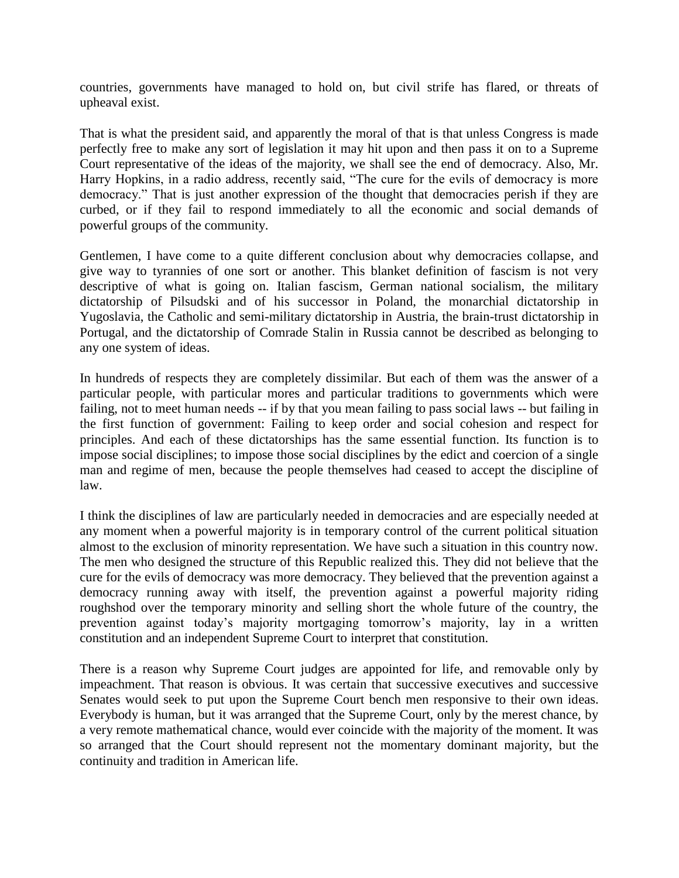countries, governments have managed to hold on, but civil strife has flared, or threats of upheaval exist.

That is what the president said, and apparently the moral of that is that unless Congress is made perfectly free to make any sort of legislation it may hit upon and then pass it on to a Supreme Court representative of the ideas of the majority, we shall see the end of democracy. Also, Mr. Harry Hopkins, in a radio address, recently said, "The cure for the evils of democracy is more democracy." That is just another expression of the thought that democracies perish if they are curbed, or if they fail to respond immediately to all the economic and social demands of powerful groups of the community.

Gentlemen, I have come to a quite different conclusion about why democracies collapse, and give way to tyrannies of one sort or another. This blanket definition of fascism is not very descriptive of what is going on. Italian fascism, German national socialism, the military dictatorship of Pilsudski and of his successor in Poland, the monarchial dictatorship in Yugoslavia, the Catholic and semi-military dictatorship in Austria, the brain-trust dictatorship in Portugal, and the dictatorship of Comrade Stalin in Russia cannot be described as belonging to any one system of ideas.

In hundreds of respects they are completely dissimilar. But each of them was the answer of a particular people, with particular mores and particular traditions to governments which were failing, not to meet human needs -- if by that you mean failing to pass social laws -- but failing in the first function of government: Failing to keep order and social cohesion and respect for principles. And each of these dictatorships has the same essential function. Its function is to impose social disciplines; to impose those social disciplines by the edict and coercion of a single man and regime of men, because the people themselves had ceased to accept the discipline of law.

I think the disciplines of law are particularly needed in democracies and are especially needed at any moment when a powerful majority is in temporary control of the current political situation almost to the exclusion of minority representation. We have such a situation in this country now. The men who designed the structure of this Republic realized this. They did not believe that the cure for the evils of democracy was more democracy. They believed that the prevention against a democracy running away with itself, the prevention against a powerful majority riding roughshod over the temporary minority and selling short the whole future of the country, the prevention against today's majority mortgaging tomorrow's majority, lay in a written constitution and an independent Supreme Court to interpret that constitution.

There is a reason why Supreme Court judges are appointed for life, and removable only by impeachment. That reason is obvious. It was certain that successive executives and successive Senates would seek to put upon the Supreme Court bench men responsive to their own ideas. Everybody is human, but it was arranged that the Supreme Court, only by the merest chance, by a very remote mathematical chance, would ever coincide with the majority of the moment. It was so arranged that the Court should represent not the momentary dominant majority, but the continuity and tradition in American life.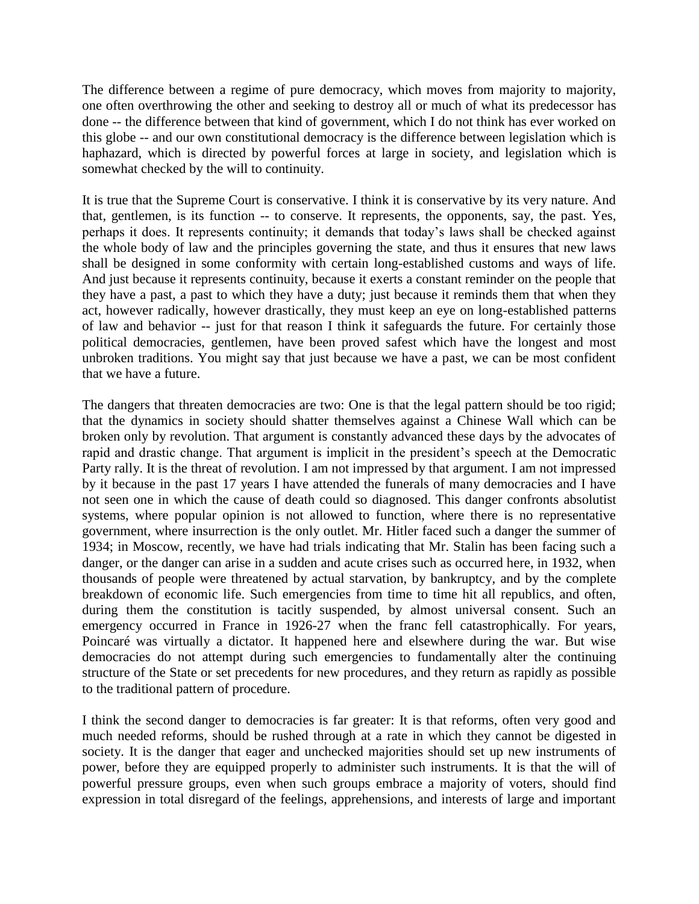The difference between a regime of pure democracy, which moves from majority to majority, one often overthrowing the other and seeking to destroy all or much of what its predecessor has done -- the difference between that kind of government, which I do not think has ever worked on this globe -- and our own constitutional democracy is the difference between legislation which is haphazard, which is directed by powerful forces at large in society, and legislation which is somewhat checked by the will to continuity.

It is true that the Supreme Court is conservative. I think it is conservative by its very nature. And that, gentlemen, is its function -- to conserve. It represents, the opponents, say, the past. Yes, perhaps it does. It represents continuity; it demands that today's laws shall be checked against the whole body of law and the principles governing the state, and thus it ensures that new laws shall be designed in some conformity with certain long-established customs and ways of life. And just because it represents continuity, because it exerts a constant reminder on the people that they have a past, a past to which they have a duty; just because it reminds them that when they act, however radically, however drastically, they must keep an eye on long-established patterns of law and behavior -- just for that reason I think it safeguards the future. For certainly those political democracies, gentlemen, have been proved safest which have the longest and most unbroken traditions. You might say that just because we have a past, we can be most confident that we have a future.

The dangers that threaten democracies are two: One is that the legal pattern should be too rigid; that the dynamics in society should shatter themselves against a Chinese Wall which can be broken only by revolution. That argument is constantly advanced these days by the advocates of rapid and drastic change. That argument is implicit in the president's speech at the Democratic Party rally. It is the threat of revolution. I am not impressed by that argument. I am not impressed by it because in the past 17 years I have attended the funerals of many democracies and I have not seen one in which the cause of death could so diagnosed. This danger confronts absolutist systems, where popular opinion is not allowed to function, where there is no representative government, where insurrection is the only outlet. Mr. Hitler faced such a danger the summer of 1934; in Moscow, recently, we have had trials indicating that Mr. Stalin has been facing such a danger, or the danger can arise in a sudden and acute crises such as occurred here, in 1932, when thousands of people were threatened by actual starvation, by bankruptcy, and by the complete breakdown of economic life. Such emergencies from time to time hit all republics, and often, during them the constitution is tacitly suspended, by almost universal consent. Such an emergency occurred in France in 1926-27 when the franc fell catastrophically. For years, Poincaré was virtually a dictator. It happened here and elsewhere during the war. But wise democracies do not attempt during such emergencies to fundamentally alter the continuing structure of the State or set precedents for new procedures, and they return as rapidly as possible to the traditional pattern of procedure.

I think the second danger to democracies is far greater: It is that reforms, often very good and much needed reforms, should be rushed through at a rate in which they cannot be digested in society. It is the danger that eager and unchecked majorities should set up new instruments of power, before they are equipped properly to administer such instruments. It is that the will of powerful pressure groups, even when such groups embrace a majority of voters, should find expression in total disregard of the feelings, apprehensions, and interests of large and important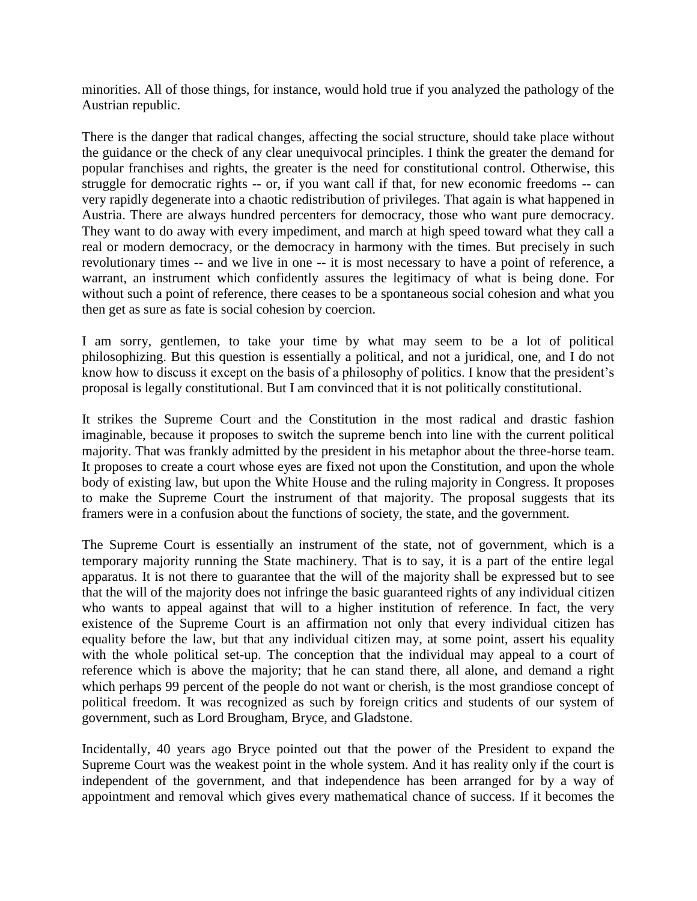minorities. All of those things, for instance, would hold true if you analyzed the pathology of the Austrian republic.

There is the danger that radical changes, affecting the social structure, should take place without the guidance or the check of any clear unequivocal principles. I think the greater the demand for popular franchises and rights, the greater is the need for constitutional control. Otherwise, this struggle for democratic rights -- or, if you want call if that, for new economic freedoms -- can very rapidly degenerate into a chaotic redistribution of privileges. That again is what happened in Austria. There are always hundred percenters for democracy, those who want pure democracy. They want to do away with every impediment, and march at high speed toward what they call a real or modern democracy, or the democracy in harmony with the times. But precisely in such revolutionary times -- and we live in one -- it is most necessary to have a point of reference, a warrant, an instrument which confidently assures the legitimacy of what is being done. For without such a point of reference, there ceases to be a spontaneous social cohesion and what you then get as sure as fate is social cohesion by coercion.

I am sorry, gentlemen, to take your time by what may seem to be a lot of political philosophizing. But this question is essentially a political, and not a juridical, one, and I do not know how to discuss it except on the basis of a philosophy of politics. I know that the president's proposal is legally constitutional. But I am convinced that it is not politically constitutional.

It strikes the Supreme Court and the Constitution in the most radical and drastic fashion imaginable, because it proposes to switch the supreme bench into line with the current political majority. That was frankly admitted by the president in his metaphor about the three-horse team. It proposes to create a court whose eyes are fixed not upon the Constitution, and upon the whole body of existing law, but upon the White House and the ruling majority in Congress. It proposes to make the Supreme Court the instrument of that majority. The proposal suggests that its framers were in a confusion about the functions of society, the state, and the government.

The Supreme Court is essentially an instrument of the state, not of government, which is a temporary majority running the State machinery. That is to say, it is a part of the entire legal apparatus. It is not there to guarantee that the will of the majority shall be expressed but to see that the will of the majority does not infringe the basic guaranteed rights of any individual citizen who wants to appeal against that will to a higher institution of reference. In fact, the very existence of the Supreme Court is an affirmation not only that every individual citizen has equality before the law, but that any individual citizen may, at some point, assert his equality with the whole political set-up. The conception that the individual may appeal to a court of reference which is above the majority; that he can stand there, all alone, and demand a right which perhaps 99 percent of the people do not want or cherish, is the most grandiose concept of political freedom. It was recognized as such by foreign critics and students of our system of government, such as Lord Brougham, Bryce, and Gladstone.

Incidentally, 40 years ago Bryce pointed out that the power of the President to expand the Supreme Court was the weakest point in the whole system. And it has reality only if the court is independent of the government, and that independence has been arranged for by a way of appointment and removal which gives every mathematical chance of success. If it becomes the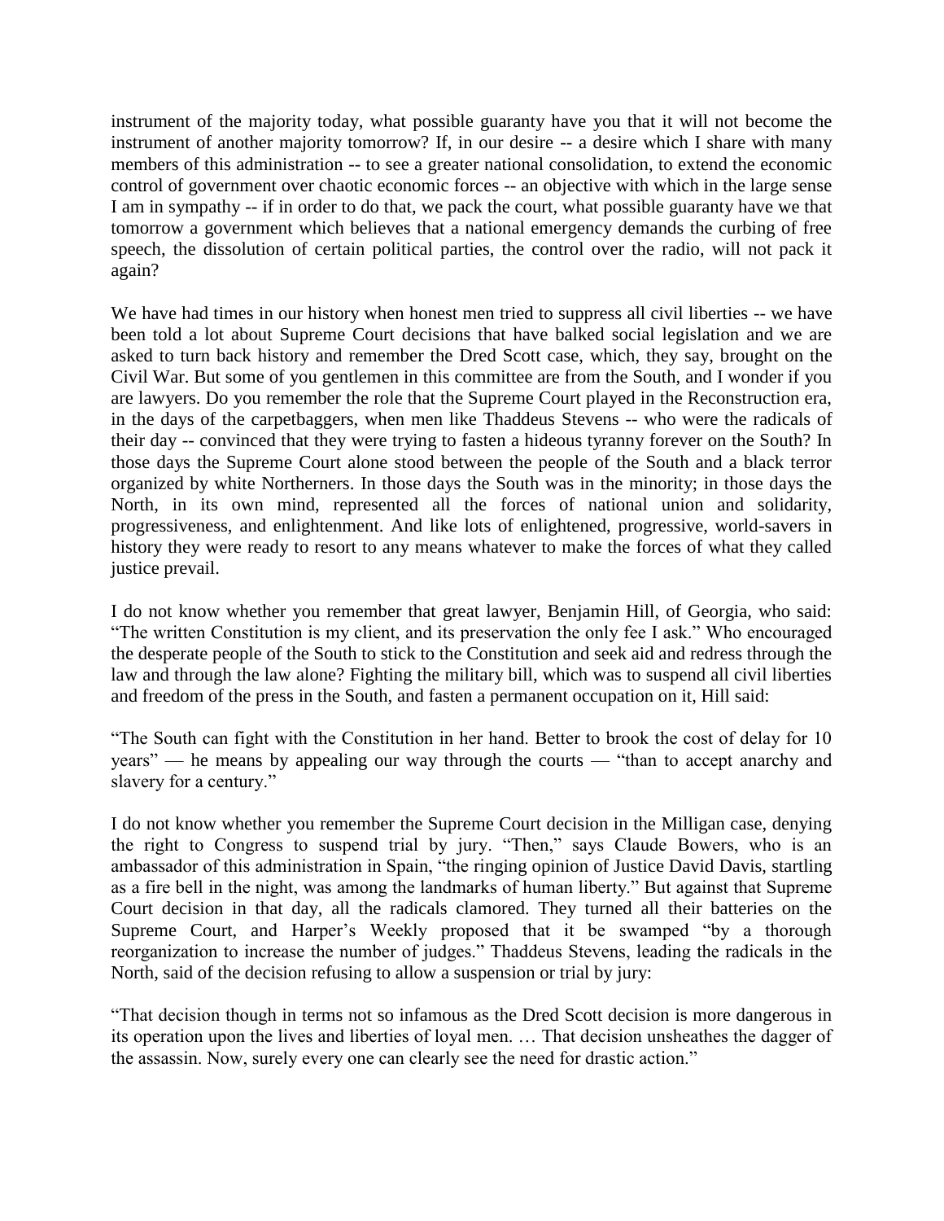instrument of the majority today, what possible guaranty have you that it will not become the instrument of another majority tomorrow? If, in our desire -- a desire which I share with many members of this administration -- to see a greater national consolidation, to extend the economic control of government over chaotic economic forces -- an objective with which in the large sense I am in sympathy -- if in order to do that, we pack the court, what possible guaranty have we that tomorrow a government which believes that a national emergency demands the curbing of free speech, the dissolution of certain political parties, the control over the radio, will not pack it again?

We have had times in our history when honest men tried to suppress all civil liberties -- we have been told a lot about Supreme Court decisions that have balked social legislation and we are asked to turn back history and remember the Dred Scott case, which, they say, brought on the Civil War. But some of you gentlemen in this committee are from the South, and I wonder if you are lawyers. Do you remember the role that the Supreme Court played in the Reconstruction era, in the days of the carpetbaggers, when men like Thaddeus Stevens -- who were the radicals of their day -- convinced that they were trying to fasten a hideous tyranny forever on the South? In those days the Supreme Court alone stood between the people of the South and a black terror organized by white Northerners. In those days the South was in the minority; in those days the North, in its own mind, represented all the forces of national union and solidarity, progressiveness, and enlightenment. And like lots of enlightened, progressive, world-savers in history they were ready to resort to any means whatever to make the forces of what they called justice prevail.

I do not know whether you remember that great lawyer, Benjamin Hill, of Georgia, who said: "The written Constitution is my client, and its preservation the only fee I ask." Who encouraged the desperate people of the South to stick to the Constitution and seek aid and redress through the law and through the law alone? Fighting the military bill, which was to suspend all civil liberties and freedom of the press in the South, and fasten a permanent occupation on it, Hill said:

"The South can fight with the Constitution in her hand. Better to brook the cost of delay for 10 years" — he means by appealing our way through the courts — "than to accept anarchy and slavery for a century."

I do not know whether you remember the Supreme Court decision in the Milligan case, denying the right to Congress to suspend trial by jury. "Then," says Claude Bowers, who is an ambassador of this administration in Spain, "the ringing opinion of Justice David Davis, startling as a fire bell in the night, was among the landmarks of human liberty." But against that Supreme Court decision in that day, all the radicals clamored. They turned all their batteries on the Supreme Court, and Harper's Weekly proposed that it be swamped "by a thorough reorganization to increase the number of judges." Thaddeus Stevens, leading the radicals in the North, said of the decision refusing to allow a suspension or trial by jury:

"That decision though in terms not so infamous as the Dred Scott decision is more dangerous in its operation upon the lives and liberties of loyal men. … That decision unsheathes the dagger of the assassin. Now, surely every one can clearly see the need for drastic action."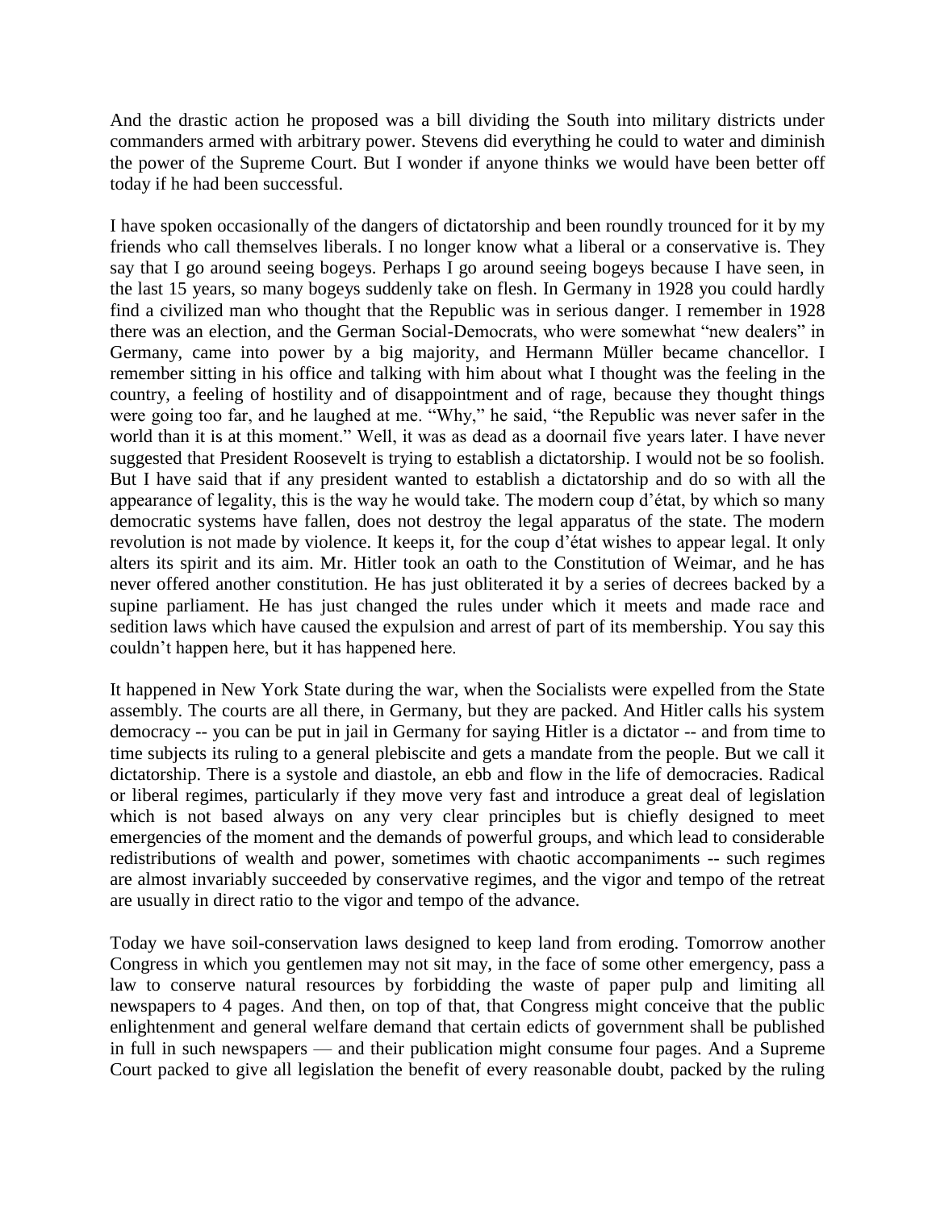And the drastic action he proposed was a bill dividing the South into military districts under commanders armed with arbitrary power. Stevens did everything he could to water and diminish the power of the Supreme Court. But I wonder if anyone thinks we would have been better off today if he had been successful.

I have spoken occasionally of the dangers of dictatorship and been roundly trounced for it by my friends who call themselves liberals. I no longer know what a liberal or a conservative is. They say that I go around seeing bogeys. Perhaps I go around seeing bogeys because I have seen, in the last 15 years, so many bogeys suddenly take on flesh. In Germany in 1928 you could hardly find a civilized man who thought that the Republic was in serious danger. I remember in 1928 there was an election, and the German Social-Democrats, who were somewhat "new dealers" in Germany, came into power by a big majority, and Hermann Müller became chancellor. I remember sitting in his office and talking with him about what I thought was the feeling in the country, a feeling of hostility and of disappointment and of rage, because they thought things were going too far, and he laughed at me. "Why," he said, "the Republic was never safer in the world than it is at this moment." Well, it was as dead as a doornail five years later. I have never suggested that President Roosevelt is trying to establish a dictatorship. I would not be so foolish. But I have said that if any president wanted to establish a dictatorship and do so with all the appearance of legality, this is the way he would take. The modern coup d'état, by which so many democratic systems have fallen, does not destroy the legal apparatus of the state. The modern revolution is not made by violence. It keeps it, for the coup d'état wishes to appear legal. It only alters its spirit and its aim. Mr. Hitler took an oath to the Constitution of Weimar, and he has never offered another constitution. He has just obliterated it by a series of decrees backed by a supine parliament. He has just changed the rules under which it meets and made race and sedition laws which have caused the expulsion and arrest of part of its membership. You say this couldn't happen here, but it has happened here.

It happened in New York State during the war, when the Socialists were expelled from the State assembly. The courts are all there, in Germany, but they are packed. And Hitler calls his system democracy -- you can be put in jail in Germany for saying Hitler is a dictator -- and from time to time subjects its ruling to a general plebiscite and gets a mandate from the people. But we call it dictatorship. There is a systole and diastole, an ebb and flow in the life of democracies. Radical or liberal regimes, particularly if they move very fast and introduce a great deal of legislation which is not based always on any very clear principles but is chiefly designed to meet emergencies of the moment and the demands of powerful groups, and which lead to considerable redistributions of wealth and power, sometimes with chaotic accompaniments -- such regimes are almost invariably succeeded by conservative regimes, and the vigor and tempo of the retreat are usually in direct ratio to the vigor and tempo of the advance.

Today we have soil-conservation laws designed to keep land from eroding. Tomorrow another Congress in which you gentlemen may not sit may, in the face of some other emergency, pass a law to conserve natural resources by forbidding the waste of paper pulp and limiting all newspapers to 4 pages. And then, on top of that, that Congress might conceive that the public enlightenment and general welfare demand that certain edicts of government shall be published in full in such newspapers — and their publication might consume four pages. And a Supreme Court packed to give all legislation the benefit of every reasonable doubt, packed by the ruling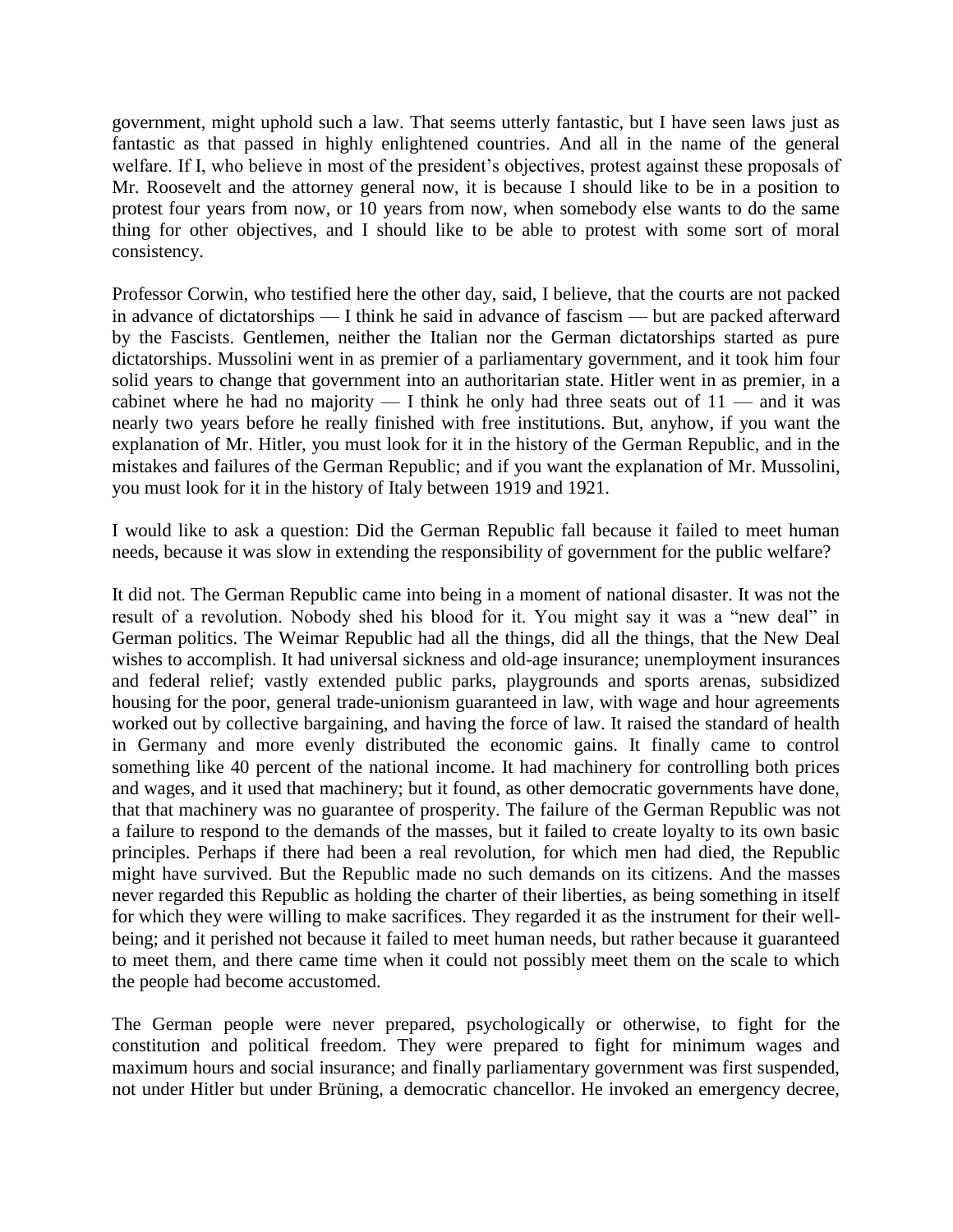government, might uphold such a law. That seems utterly fantastic, but I have seen laws just as fantastic as that passed in highly enlightened countries. And all in the name of the general welfare. If I, who believe in most of the president's objectives, protest against these proposals of Mr. Roosevelt and the attorney general now, it is because I should like to be in a position to protest four years from now, or 10 years from now, when somebody else wants to do the same thing for other objectives, and I should like to be able to protest with some sort of moral consistency.

Professor Corwin, who testified here the other day, said, I believe, that the courts are not packed in advance of dictatorships — I think he said in advance of fascism — but are packed afterward by the Fascists. Gentlemen, neither the Italian nor the German dictatorships started as pure dictatorships. Mussolini went in as premier of a parliamentary government, and it took him four solid years to change that government into an authoritarian state. Hitler went in as premier, in a cabinet where he had no majority — I think he only had three seats out of 11 — and it was nearly two years before he really finished with free institutions. But, anyhow, if you want the explanation of Mr. Hitler, you must look for it in the history of the German Republic, and in the mistakes and failures of the German Republic; and if you want the explanation of Mr. Mussolini, you must look for it in the history of Italy between 1919 and 1921.

I would like to ask a question: Did the German Republic fall because it failed to meet human needs, because it was slow in extending the responsibility of government for the public welfare?

It did not. The German Republic came into being in a moment of national disaster. It was not the result of a revolution. Nobody shed his blood for it. You might say it was a "new deal" in German politics. The Weimar Republic had all the things, did all the things, that the New Deal wishes to accomplish. It had universal sickness and old-age insurance; unemployment insurances and federal relief; vastly extended public parks, playgrounds and sports arenas, subsidized housing for the poor, general trade-unionism guaranteed in law, with wage and hour agreements worked out by collective bargaining, and having the force of law. It raised the standard of health in Germany and more evenly distributed the economic gains. It finally came to control something like 40 percent of the national income. It had machinery for controlling both prices and wages, and it used that machinery; but it found, as other democratic governments have done, that that machinery was no guarantee of prosperity. The failure of the German Republic was not a failure to respond to the demands of the masses, but it failed to create loyalty to its own basic principles. Perhaps if there had been a real revolution, for which men had died, the Republic might have survived. But the Republic made no such demands on its citizens. And the masses never regarded this Republic as holding the charter of their liberties, as being something in itself for which they were willing to make sacrifices. They regarded it as the instrument for their well-being; and it perished not because it failed to meet human needs, but rather because it guaranteed to meet them, and there came time when it could not possibly meet them on the scale to which the people had become accustomed.

The German people were never prepared, psychologically or otherwise, to fight for the constitution and political freedom. They were prepared to fight for minimum wages and maximum hours and social insurance; and finally parliamentary government was first suspended, not under Hitler but under Brüning, a democratic chancellor. He invoked an emergency decree,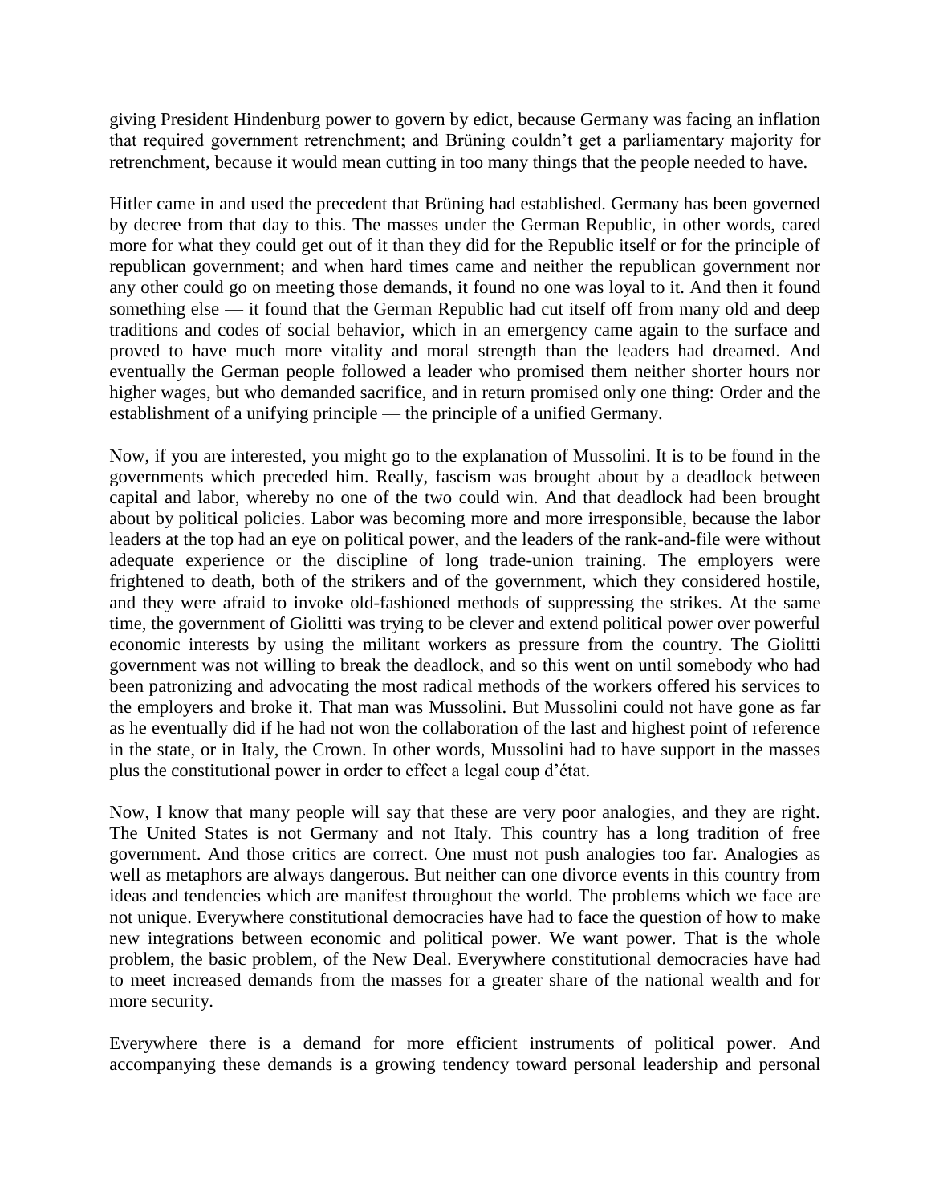giving President Hindenburg power to govern by edict, because Germany was facing an inflation that required government retrenchment; and Brüning couldn't get a parliamentary majority for retrenchment, because it would mean cutting in too many things that the people needed to have.

Hitler came in and used the precedent that Brüning had established. Germany has been governed by decree from that day to this. The masses under the German Republic, in other words, cared more for what they could get out of it than they did for the Republic itself or for the principle of republican government; and when hard times came and neither the republican government nor any other could go on meeting those demands, it found no one was loyal to it. And then it found something else — it found that the German Republic had cut itself off from many old and deep traditions and codes of social behavior, which in an emergency came again to the surface and proved to have much more vitality and moral strength than the leaders had dreamed. And eventually the German people followed a leader who promised them neither shorter hours nor higher wages, but who demanded sacrifice, and in return promised only one thing: Order and the establishment of a unifying principle — the principle of a unified Germany.

Now, if you are interested, you might go to the explanation of Mussolini. It is to be found in the governments which preceded him. Really, fascism was brought about by a deadlock between capital and labor, whereby no one of the two could win. And that deadlock had been brought about by political policies. Labor was becoming more and more irresponsible, because the labor leaders at the top had an eye on political power, and the leaders of the rank-and-file were without adequate experience or the discipline of long trade-union training. The employers were frightened to death, both of the strikers and of the government, which they considered hostile, and they were afraid to invoke old-fashioned methods of suppressing the strikes. At the same time, the government of Giolitti was trying to be clever and extend political power over powerful economic interests by using the militant workers as pressure from the country. The Giolitti government was not willing to break the deadlock, and so this went on until somebody who had been patronizing and advocating the most radical methods of the workers offered his services to the employers and broke it. That man was Mussolini. But Mussolini could not have gone as far as he eventually did if he had not won the collaboration of the last and highest point of reference in the state, or in Italy, the Crown. In other words, Mussolini had to have support in the masses plus the constitutional power in order to effect a legal coup d'état.

Now, I know that many people will say that these are very poor analogies, and they are right. The United States is not Germany and not Italy. This country has a long tradition of free government. And those critics are correct. One must not push analogies too far. Analogies as well as metaphors are always dangerous. But neither can one divorce events in this country from ideas and tendencies which are manifest throughout the world. The problems which we face are not unique. Everywhere constitutional democracies have had to face the question of how to make new integrations between economic and political power. We want power. That is the whole problem, the basic problem, of the New Deal. Everywhere constitutional democracies have had to meet increased demands from the masses for a greater share of the national wealth and for more security.

Everywhere there is a demand for more efficient instruments of political power. And accompanying these demands is a growing tendency toward personal leadership and personal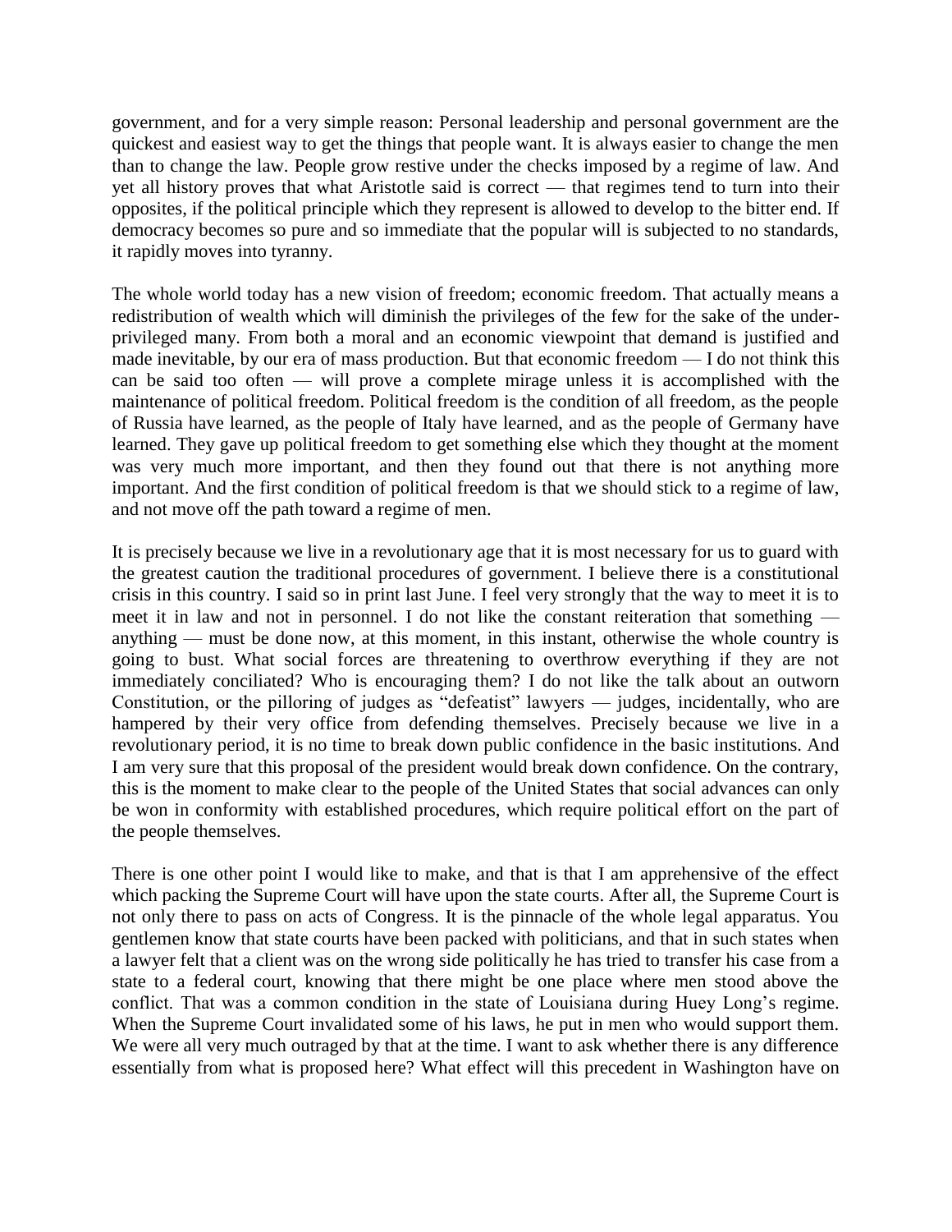government, and for a very simple reason: Personal leadership and personal government are the quickest and easiest way to get the things that people want. It is always easier to change the men than to change the law. People grow restive under the checks imposed by a regime of law. And yet all history proves that what Aristotle said is correct — that regimes tend to turn into their opposites, if the political principle which they represent is allowed to develop to the bitter end. If democracy becomes so pure and so immediate that the popular will is subjected to no standards, it rapidly moves into tyranny.

The whole world today has a new vision of freedom; economic freedom. That actually means a redistribution of wealth which will diminish the privileges of the few for the sake of the under-privileged many. From both a moral and an economic viewpoint that demand is justified and made inevitable, by our era of mass production. But that economic freedom — I do not think this can be said too often — will prove a complete mirage unless it is accomplished with the maintenance of political freedom. Political freedom is the condition of all freedom, as the people of Russia have learned, as the people of Italy have learned, and as the people of Germany have learned. They gave up political freedom to get something else which they thought at the moment was very much more important, and then they found out that there is not anything more important. And the first condition of political freedom is that we should stick to a regime of law, and not move off the path toward a regime of men.

It is precisely because we live in a revolutionary age that it is most necessary for us to guard with the greatest caution the traditional procedures of government. I believe there is a constitutional crisis in this country. I said so in print last June. I feel very strongly that the way to meet it is to meet it in law and not in personnel. I do not like the constant reiteration that something — anything — must be done now, at this moment, in this instant, otherwise the whole country is going to bust. What social forces are threatening to overthrow everything if they are not immediately conciliated? Who is encouraging them? I do not like the talk about an outworn Constitution, or the pilloring of judges as "defeatist" lawyers — judges, incidentally, who are hampered by their very office from defending themselves. Precisely because we live in a revolutionary period, it is no time to break down public confidence in the basic institutions. And I am very sure that this proposal of the president would break down confidence. On the contrary, this is the moment to make clear to the people of the United States that social advances can only be won in conformity with established procedures, which require political effort on the part of the people themselves.

There is one other point I would like to make, and that is that I am apprehensive of the effect which packing the Supreme Court will have upon the state courts. After all, the Supreme Court is not only there to pass on acts of Congress. It is the pinnacle of the whole legal apparatus. You gentlemen know that state courts have been packed with politicians, and that in such states when a lawyer felt that a client was on the wrong side politically he has tried to transfer his case from a state to a federal court, knowing that there might be one place where men stood above the conflict. That was a common condition in the state of Louisiana during Huey Long's regime. When the Supreme Court invalidated some of his laws, he put in men who would support them. We were all very much outraged by that at the time. I want to ask whether there is any difference essentially from what is proposed here? What effect will this precedent in Washington have on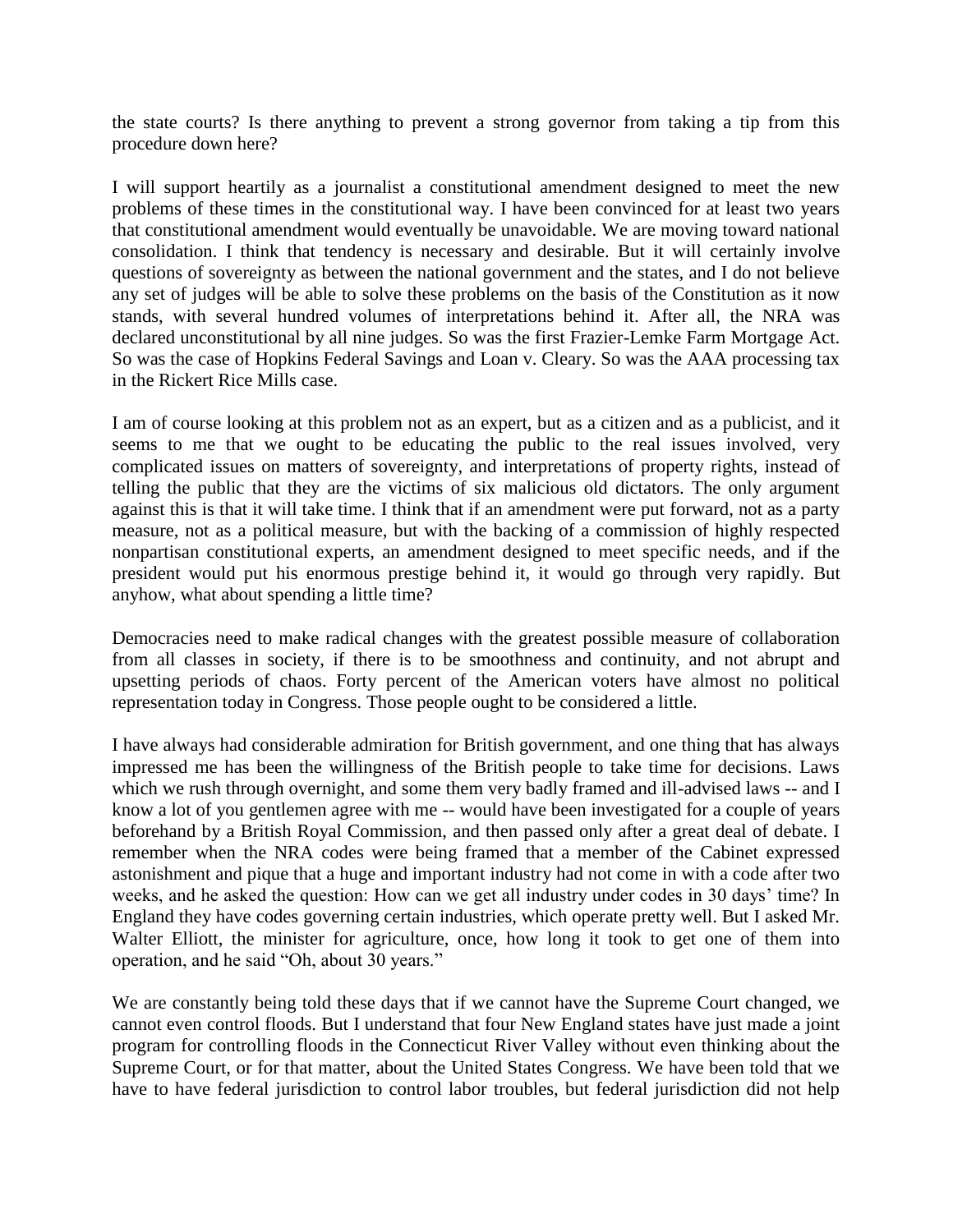the state courts? Is there anything to prevent a strong governor from taking a tip from this procedure down here?

I will support heartily as a journalist a constitutional amendment designed to meet the new problems of these times in the constitutional way. I have been convinced for at least two years that constitutional amendment would eventually be unavoidable. We are moving toward national consolidation. I think that tendency is necessary and desirable. But it will certainly involve questions of sovereignty as between the national government and the states, and I do not believe any set of judges will be able to solve these problems on the basis of the Constitution as it now stands, with several hundred volumes of interpretations behind it. After all, the NRA was declared unconstitutional by all nine judges. So was the first Frazier-Lemke Farm Mortgage Act. So was the case of Hopkins Federal Savings and Loan v. Cleary. So was the AAA processing tax in the Rickert Rice Mills case.

I am of course looking at this problem not as an expert, but as a citizen and as a publicist, and it seems to me that we ought to be educating the public to the real issues involved, very complicated issues on matters of sovereignty, and interpretations of property rights, instead of telling the public that they are the victims of six malicious old dictators. The only argument against this is that it will take time. I think that if an amendment were put forward, not as a party measure, not as a political measure, but with the backing of a commission of highly respected nonpartisan constitutional experts, an amendment designed to meet specific needs, and if the president would put his enormous prestige behind it, it would go through very rapidly. But anyhow, what about spending a little time?

Democracies need to make radical changes with the greatest possible measure of collaboration from all classes in society, if there is to be smoothness and continuity, and not abrupt and upsetting periods of chaos. Forty percent of the American voters have almost no political representation today in Congress. Those people ought to be considered a little.

I have always had considerable admiration for British government, and one thing that has always impressed me has been the willingness of the British people to take time for decisions. Laws which we rush through overnight, and some them very badly framed and ill-advised laws -- and I know a lot of you gentlemen agree with me -- would have been investigated for a couple of years beforehand by a British Royal Commission, and then passed only after a great deal of debate. I remember when the NRA codes were being framed that a member of the Cabinet expressed astonishment and pique that a huge and important industry had not come in with a code after two weeks, and he asked the question: How can we get all industry under codes in 30 days' time? In England they have codes governing certain industries, which operate pretty well. But I asked Mr. Walter Elliott, the minister for agriculture, once, how long it took to get one of them into operation, and he said "Oh, about 30 years."

We are constantly being told these days that if we cannot have the Supreme Court changed, we cannot even control floods. But I understand that four New England states have just made a joint program for controlling floods in the Connecticut River Valley without even thinking about the Supreme Court, or for that matter, about the United States Congress. We have been told that we have to have federal jurisdiction to control labor troubles, but federal jurisdiction did not help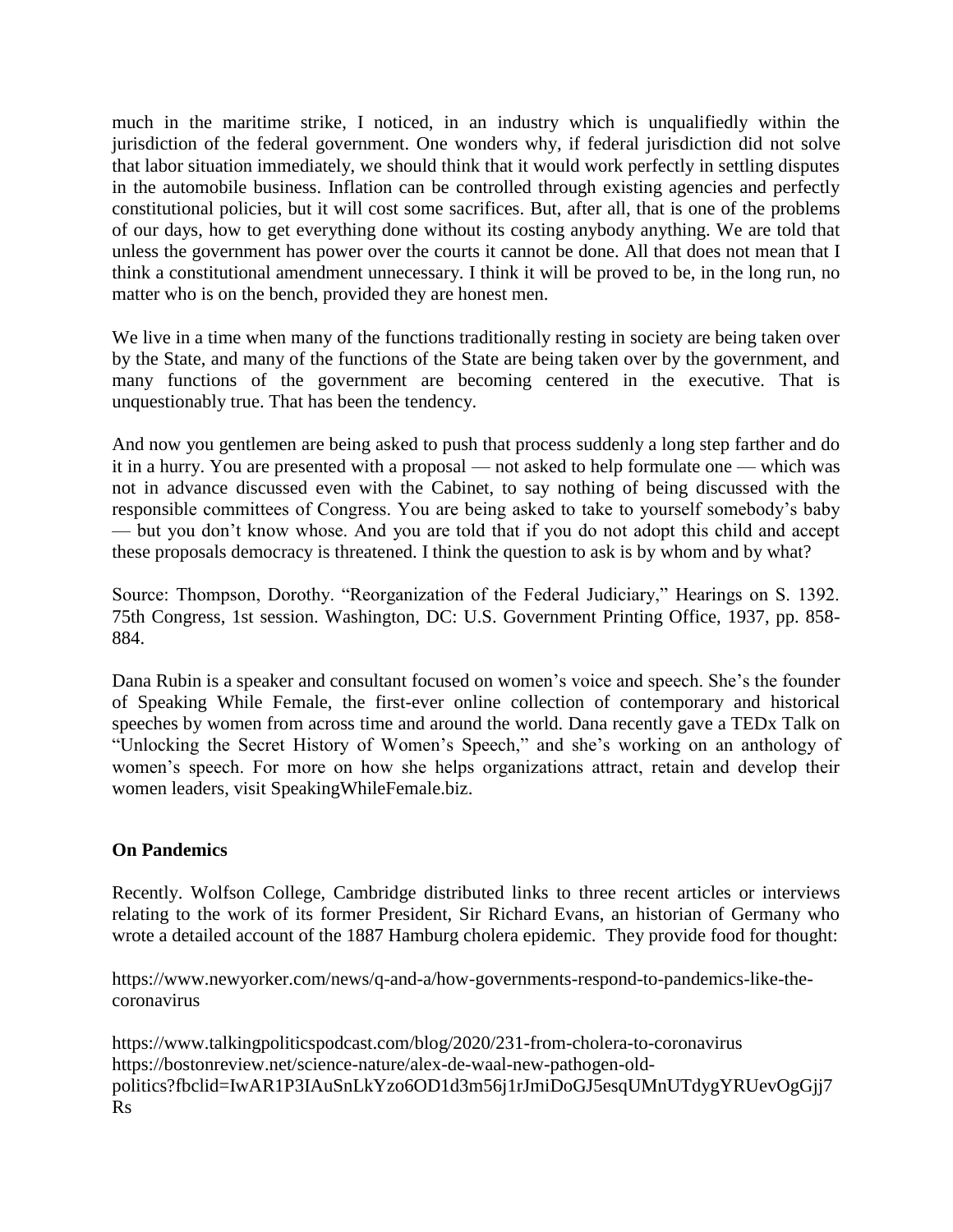much in the maritime strike, I noticed, in an industry which is unqualifiedly within the jurisdiction of the federal government. One wonders why, if federal jurisdiction did not solve that labor situation immediately, we should think that it would work perfectly in settling disputes in the automobile business. Inflation can be controlled through existing agencies and perfectly constitutional policies, but it will cost some sacrifices. But, after all, that is one of the problems of our days, how to get everything done without its costing anybody anything. We are told that unless the government has power over the courts it cannot be done. All that does not mean that I think a constitutional amendment unnecessary. I think it will be proved to be, in the long run, no matter who is on the bench, provided they are honest men.

We live in a time when many of the functions traditionally resting in society are being taken over by the State, and many of the functions of the State are being taken over by the government, and many functions of the government are becoming centered in the executive. That is unquestionably true. That has been the tendency.

And now you gentlemen are being asked to push that process suddenly a long step farther and do it in a hurry. You are presented with a proposal — not asked to help formulate one — which was not in advance discussed even with the Cabinet, to say nothing of being discussed with the responsible committees of Congress. You are being asked to take to yourself somebody's baby — but you don't know whose. And you are told that if you do not adopt this child and accept these proposals democracy is threatened. I think the question to ask is by whom and by what?

Source: Thompson, Dorothy. "Reorganization of the Federal Judiciary," Hearings on S. 1392. 75th Congress, 1st session. Washington, DC: U.S. Government Printing Office, 1937, pp. 858-884.

Dana Rubin is a speaker and consultant focused on women's voice and speech. She's the founder of Speaking While Female, the first-ever online collection of contemporary and historical speeches by women from across time and around the world. Dana recently gave a TEDx Talk on "Unlocking the Secret History of Women's Speech," and she's working on an anthology of women's speech. For more on how she helps organizations attract, retain and develop their women leaders, visit SpeakingWhileFemale.biz.

**On Pandemics**

Recently. Wolfson College, Cambridge distributed links to three recent articles or interviews relating to the work of its former President, Sir Richard Evans, an historian of Germany who wrote a detailed account of the 1887 Hamburg cholera epidemic. They provide food for thought:

https://www.newyorker.com/news/q-and-a/how-governments-respond-to-pandemics-like-the-coronavirus

https://www.talkingpoliticspodcast.com/blog/2020/231-from-cholera-to-coronavirus
https://bostonreview.net/science-nature/alex-de-waal-new-pathogen-old-politics?fbclid=IwAR1P3IAuSnLkYzo6OD1d3m56j1rJmiDoGJ5esqUMnUTdygYRUevOgGjj7Rs